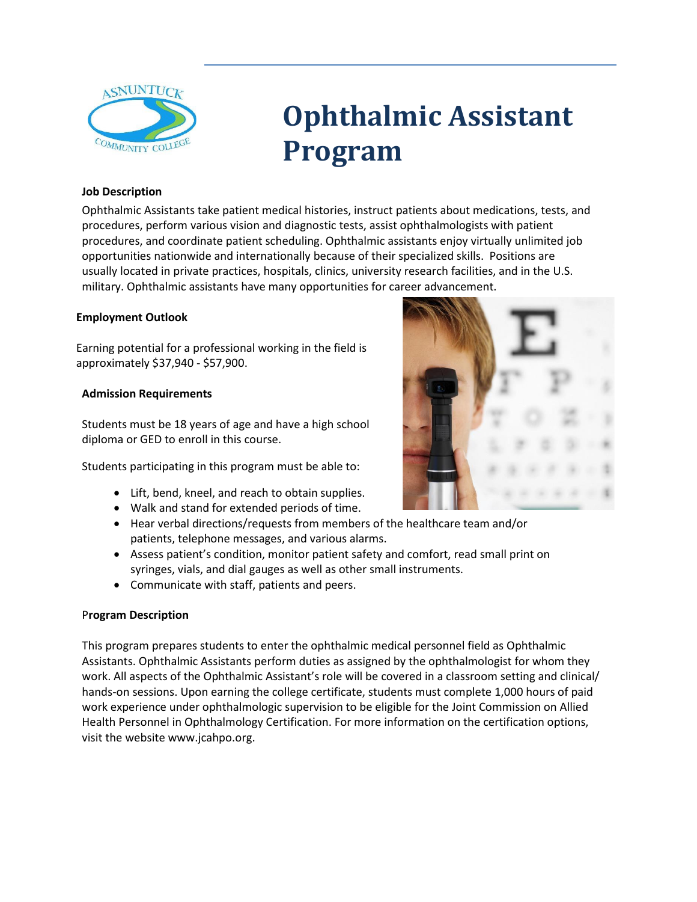# Ophthalmic Assistant Program

**Job Description**

Ophthalmic Assistants take patient medical histories, instruct patients about medications, tests, and procedures, perform various vision and diagnostic tests, assist ophthalmologists with patient procedures, and coordinate patient scheduling. Ophthalmic assistants enjoy virtually unlimited job opportunities nationwide and internationally because of their specialized skills. Positions are usually located in private practices, hospitals, clinics, university research facilities, and in the U.S. military. Ophthalmic assistants have many opportunities for career advancement.

**Employment Outlook**

Earning potential for a professional working in the field is approximately $37,940 - $57,900.

**Admission Requirements**

Students must be 18 years of age and have a high school diploma or GED to enroll in this course.

Students participating in this program must be able to:

- Lift, bend, kneel, and reach to obtain supplies.
- Walk and stand for extended periods of time.
- Hear verbal directions/requests from members of the healthcare team and/or patients, telephone messages, and various alarms.
- Assess patient's condition, monitor patient safety and comfort, read small print on syringes, vials, and dial gauges as well as other small instruments.
- Communicate with staff, patients and peers.

**Program Description**

This program prepares students to enter the ophthalmic medical personnel field as Ophthalmic Assistants. Ophthalmic Assistants perform duties as assigned by the ophthalmologist for whom they work. All aspects of the Ophthalmic Assistant's role will be covered in a classroom setting and clinical/ hands-on sessions. Upon earning the college certificate, students must complete 1,000 hours of paid work experience under ophthalmologic supervision to be eligible for the Joint Commission on Allied Health Personnel in Ophthalmology Certification. For more information on the certification options, visit the website www.jcahpo.org.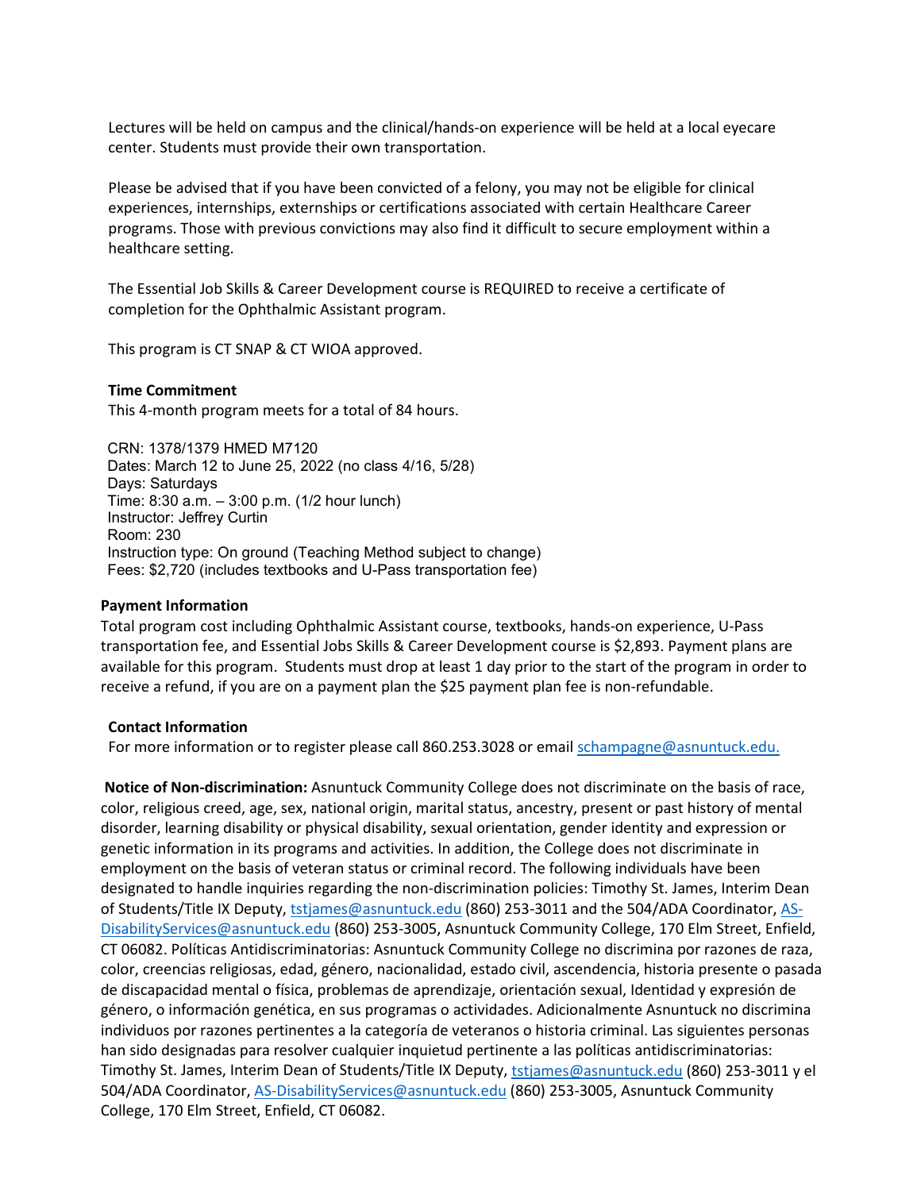Lectures will be held on campus and the clinical/hands-on experience will be held at a local eyecare center. Students must provide their own transportation.

Please be advised that if you have been convicted of a felony, you may not be eligible for clinical experiences, internships, externships or certifications associated with certain Healthcare Career programs. Those with previous convictions may also find it difficult to secure employment within a healthcare setting.

The Essential Job Skills & Career Development course is REQUIRED to receive a certificate of completion for the Ophthalmic Assistant program.

This program is CT SNAP & CT WIOA approved.

**Time Commitment**

This 4-month program meets for a total of 84 hours.

CRN: 1378/1379 HMED M7120
Dates: March 12 to June 25, 2022 (no class 4/16, 5/28)
Days: Saturdays
Time: 8:30 a.m. – 3:00 p.m. (1/2 hour lunch)
Instructor: Jeffrey Curtin
Room: 230
Instruction type: On ground (Teaching Method subject to change)
Fees: $2,720 (includes textbooks and U-Pass transportation fee)

**Payment Information**

Total program cost including Ophthalmic Assistant course, textbooks, hands-on experience, U-Pass transportation fee, and Essential Jobs Skills & Career Development course is $2,893. Payment plans are available for this program. Students must drop at least 1 day prior to the start of the program in order to receive a refund, if you are on a payment plan the $25 payment plan fee is non-refundable.

**Contact Information**

For more information or to register please call 860.253.3028 or email schampagne@asnuntuck.edu.

**Notice of Non-discrimination:** Asnuntuck Community College does not discriminate on the basis of race, color, religious creed, age, sex, national origin, marital status, ancestry, present or past history of mental disorder, learning disability or physical disability, sexual orientation, gender identity and expression or genetic information in its programs and activities. In addition, the College does not discriminate in employment on the basis of veteran status or criminal record. The following individuals have been designated to handle inquiries regarding the non-discrimination policies: Timothy St. James, Interim Dean of Students/Title IX Deputy, tstjames@asnuntuck.edu (860) 253-3011 and the 504/ADA Coordinator, AS-DisabilityServices@asnuntuck.edu (860) 253-3005, Asnuntuck Community College, 170 Elm Street, Enfield, CT 06082. Políticas Antidiscriminatorias: Asnuntuck Community College no discrimina por razones de raza, color, creencias religiosas, edad, género, nacionalidad, estado civil, ascendencia, historia presente o pasada de discapacidad mental o física, problemas de aprendizaje, orientación sexual, Identidad y expresión de género, o información genética, en sus programas o actividades. Adicionalmente Asnuntuck no discrimina individuos por razones pertinentes a la categoría de veteranos o historia criminal. Las siguientes personas han sido designadas para resolver cualquier inquietud pertinente a las políticas antidiscriminatorias: Timothy St. James, Interim Dean of Students/Title IX Deputy, tstjames@asnuntuck.edu (860) 253-3011 y el 504/ADA Coordinator, AS-DisabilityServices@asnuntuck.edu (860) 253-3005, Asnuntuck Community College, 170 Elm Street, Enfield, CT 06082.